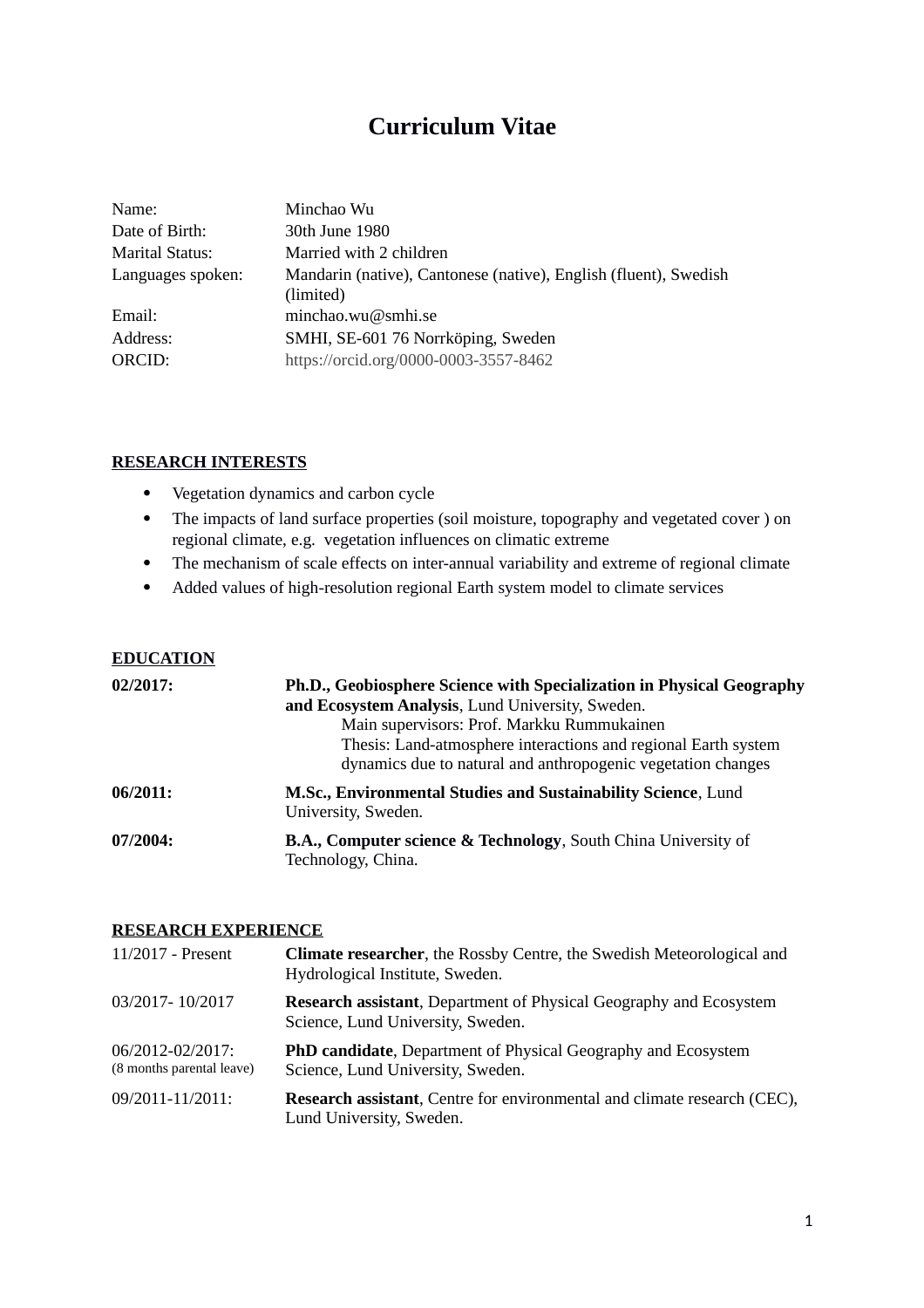# Curriculum Vitae

| | |
|---|---|
| Name: | Minchao Wu |
| Date of Birth: | 30th June 1980 |
| Marital Status: | Married with 2 children |
| Languages spoken: | Mandarin (native), Cantonese (native), English (fluent), Swedish (limited) |
| Email: | minchao.wu@smhi.se |
| Address: | SMHI, SE-601 76 Norrköping, Sweden |
| ORCID: | https://orcid.org/0000-0003-3557-8462 |

## RESEARCH INTERESTS

- Vegetation dynamics and carbon cycle
- The impacts of land surface properties (soil moisture, topography and vegetated cover ) on regional climate, e.g. vegetation influences on climatic extreme
- The mechanism of scale effects on inter-annual variability and extreme of regional climate
- Added values of high-resolution regional Earth system model to climate services

## EDUCATION

**02/2017:** **Ph.D., Geobiosphere Science with Specialization in Physical Geography and Ecosystem Analysis**, Lund University, Sweden.
Main supervisors: Prof. Markku Rummukainen
Thesis: Land-atmosphere interactions and regional Earth system dynamics due to natural and anthropogenic vegetation changes

**06/2011:** **M.Sc., Environmental Studies and Sustainability Science**, Lund University, Sweden.

**07/2004:** **B.A., Computer science & Technology**, South China University of Technology, China.

## RESEARCH EXPERIENCE

| | |
|---|---|
| 11/2017 - Present | **Climate researcher**, the Rossby Centre, the Swedish Meteorological and Hydrological Institute, Sweden. |
| 03/2017- 10/2017 | **Research assistant**, Department of Physical Geography and Ecosystem Science, Lund University, Sweden. |
| 06/2012-02/2017: (8 months parental leave) | **PhD candidate**, Department of Physical Geography and Ecosystem Science, Lund University, Sweden. |
| 09/2011-11/2011: | **Research assistant**, Centre for environmental and climate research (CEC), Lund University, Sweden. |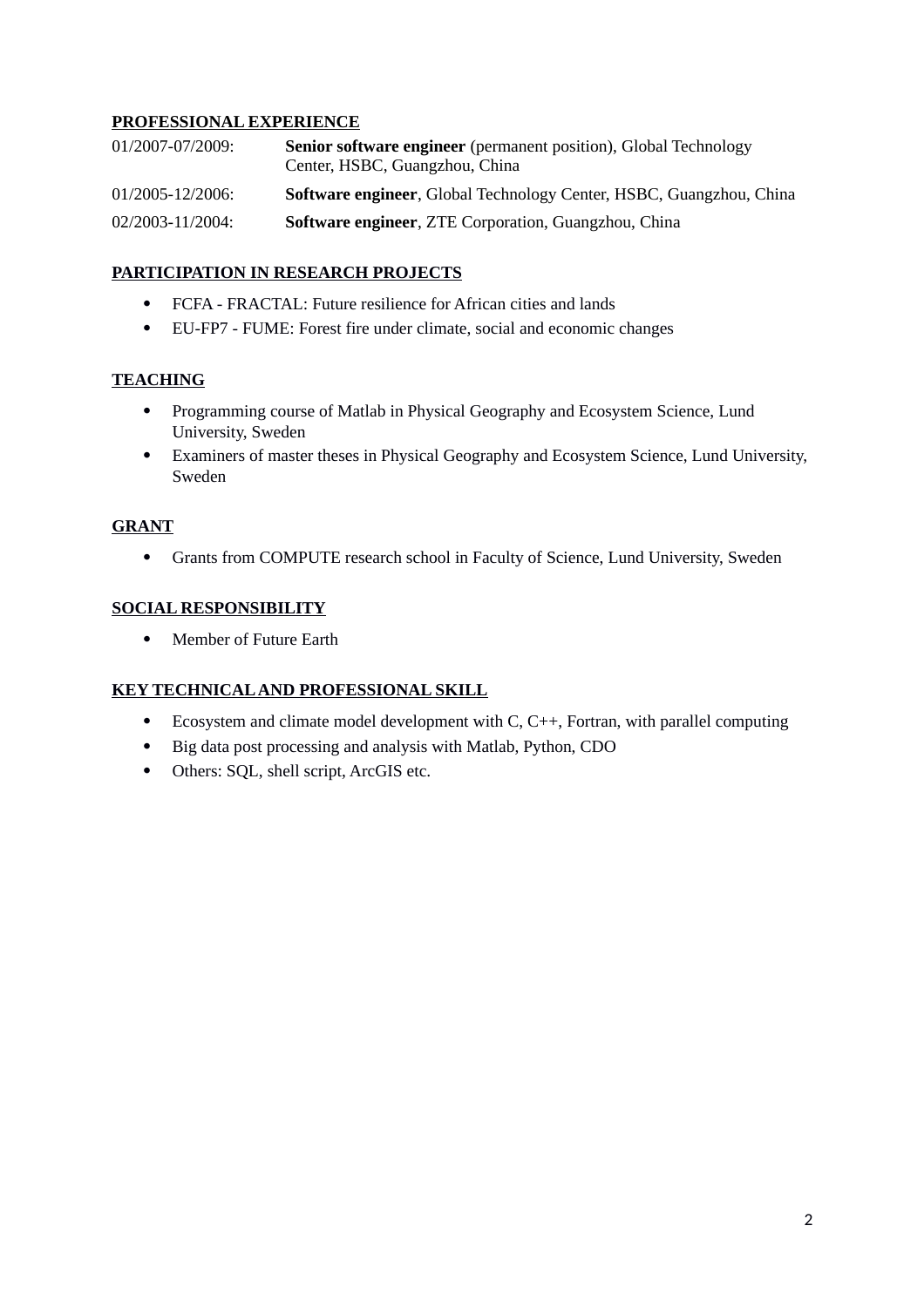## PROFESSIONAL EXPERIENCE

| | |
|---|---|
| 01/2007-07/2009: | **Senior software engineer** (permanent position), Global Technology Center, HSBC, Guangzhou, China |
| 01/2005-12/2006: | **Software engineer**, Global Technology Center, HSBC, Guangzhou, China |
| 02/2003-11/2004: | **Software engineer**, ZTE Corporation, Guangzhou, China |

## PARTICIPATION IN RESEARCH PROJECTS

- FCFA - FRACTAL: Future resilience for African cities and lands
- EU-FP7 - FUME: Forest fire under climate, social and economic changes

## TEACHING

- Programming course of Matlab in Physical Geography and Ecosystem Science, Lund University, Sweden
- Examiners of master theses in Physical Geography and Ecosystem Science, Lund University, Sweden

## GRANT

- Grants from COMPUTE research school in Faculty of Science, Lund University, Sweden

## SOCIAL RESPONSIBILITY

- Member of Future Earth

## KEY TECHNICAL AND PROFESSIONAL SKILL

- Ecosystem and climate model development with C, C++, Fortran, with parallel computing
- Big data post processing and analysis with Matlab, Python, CDO
- Others: SQL, shell script, ArcGIS etc.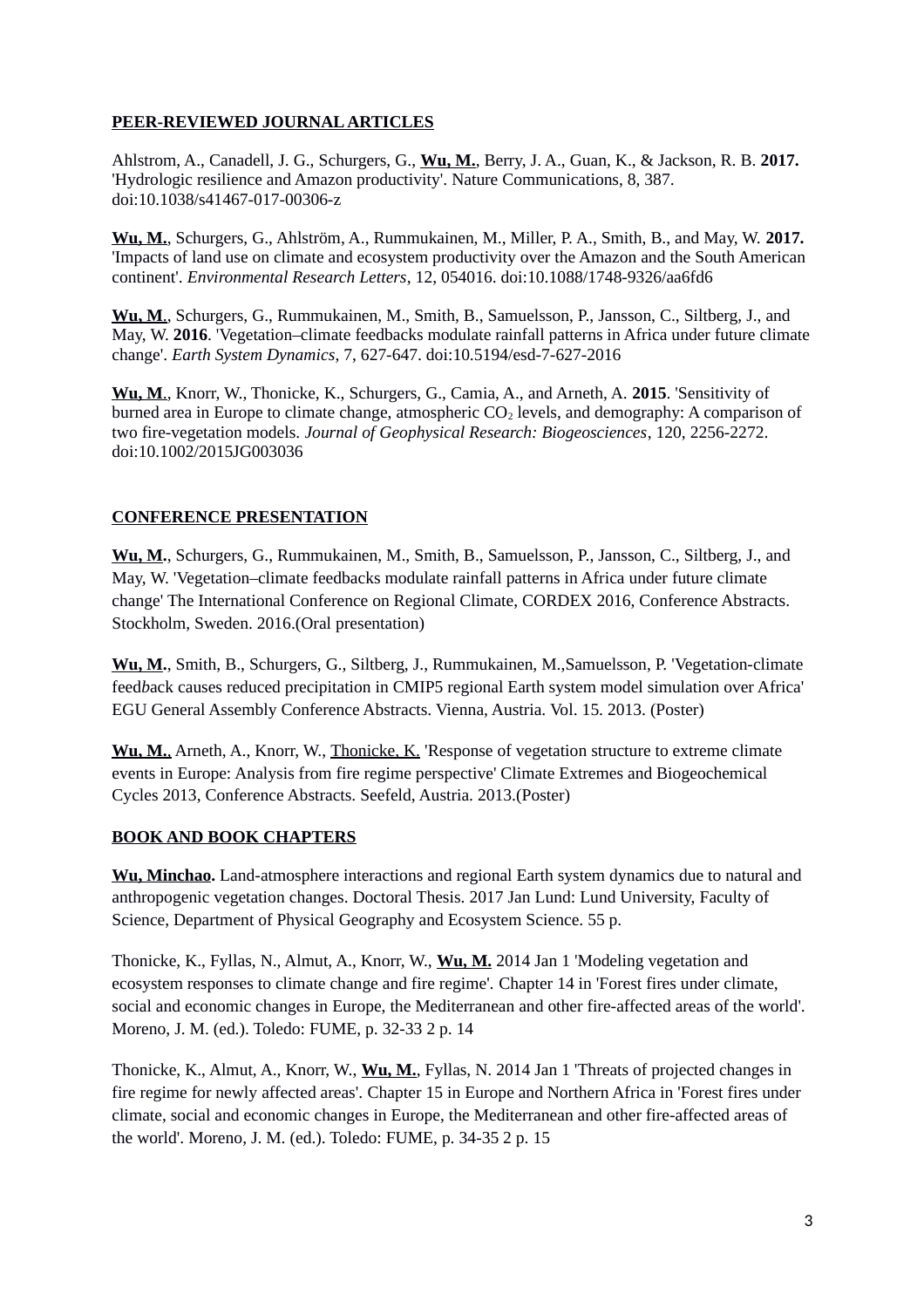## PEER-REVIEWED JOURNAL ARTICLES

Ahlstrom, A., Canadell, J. G., Schurgers, G., **Wu, M.**, Berry, J. A., Guan, K., & Jackson, R. B. **2017.** 'Hydrologic resilience and Amazon productivity'. Nature Communications, 8, 387. doi:10.1038/s41467-017-00306-z

**Wu, M.**, Schurgers, G., Ahlström, A., Rummukainen, M., Miller, P. A., Smith, B., and May, W. **2017.** 'Impacts of land use on climate and ecosystem productivity over the Amazon and the South American continent'. *Environmental Research Letters*, 12, 054016. doi:10.1088/1748-9326/aa6fd6

**Wu, M.**, Schurgers, G., Rummukainen, M., Smith, B., Samuelsson, P., Jansson, C., Siltberg, J., and May, W. **2016**. 'Vegetation–climate feedbacks modulate rainfall patterns in Africa under future climate change'. *Earth System Dynamics*, 7, 627-647. doi:10.5194/esd-7-627-2016

**Wu, M.**, Knorr, W., Thonicke, K., Schurgers, G., Camia, A., and Arneth, A. **2015**. 'Sensitivity of burned area in Europe to climate change, atmospheric $CO_2$ levels, and demography: A comparison of two fire-vegetation models. *Journal of Geophysical Research: Biogeosciences*, 120, 2256-2272. doi:10.1002/2015JG003036

## CONFERENCE PRESENTATION

**Wu, M.**, Schurgers, G., Rummukainen, M., Smith, B., Samuelsson, P., Jansson, C., Siltberg, J., and May, W. 'Vegetation–climate feedbacks modulate rainfall patterns in Africa under future climate change' The International Conference on Regional Climate, CORDEX 2016, Conference Abstracts. Stockholm, Sweden. 2016.(Oral presentation)

**Wu, M.**, Smith, B., Schurgers, G., Siltberg, J., Rummukainen, M.,Samuelsson, P. 'Vegetation-climate feedback causes reduced precipitation in CMIP5 regional Earth system model simulation over Africa' EGU General Assembly Conference Abstracts. Vienna, Austria. Vol. 15. 2013. (Poster)

**Wu, M.**, Arneth, A., Knorr, W., Thonicke, K. 'Response of vegetation structure to extreme climate events in Europe: Analysis from fire regime perspective' Climate Extremes and Biogeochemical Cycles 2013, Conference Abstracts. Seefeld, Austria. 2013.(Poster)

## BOOK AND BOOK CHAPTERS

**Wu, Minchao.** Land-atmosphere interactions and regional Earth system dynamics due to natural and anthropogenic vegetation changes. Doctoral Thesis. 2017 Jan Lund: Lund University, Faculty of Science, Department of Physical Geography and Ecosystem Science. 55 p.

Thonicke, K., Fyllas, N., Almut, A., Knorr, W., **Wu, M.** 2014 Jan 1 'Modeling vegetation and ecosystem responses to climate change and fire regime'. Chapter 14 in 'Forest fires under climate, social and economic changes in Europe, the Mediterranean and other fire-affected areas of the world'. Moreno, J. M. (ed.). Toledo: FUME, p. 32-33 2 p. 14

Thonicke, K., Almut, A., Knorr, W., **Wu, M.**, Fyllas, N. 2014 Jan 1 'Threats of projected changes in fire regime for newly affected areas'. Chapter 15 in Europe and Northern Africa in 'Forest fires under climate, social and economic changes in Europe, the Mediterranean and other fire-affected areas of the world'. Moreno, J. M. (ed.). Toledo: FUME, p. 34-35 2 p. 15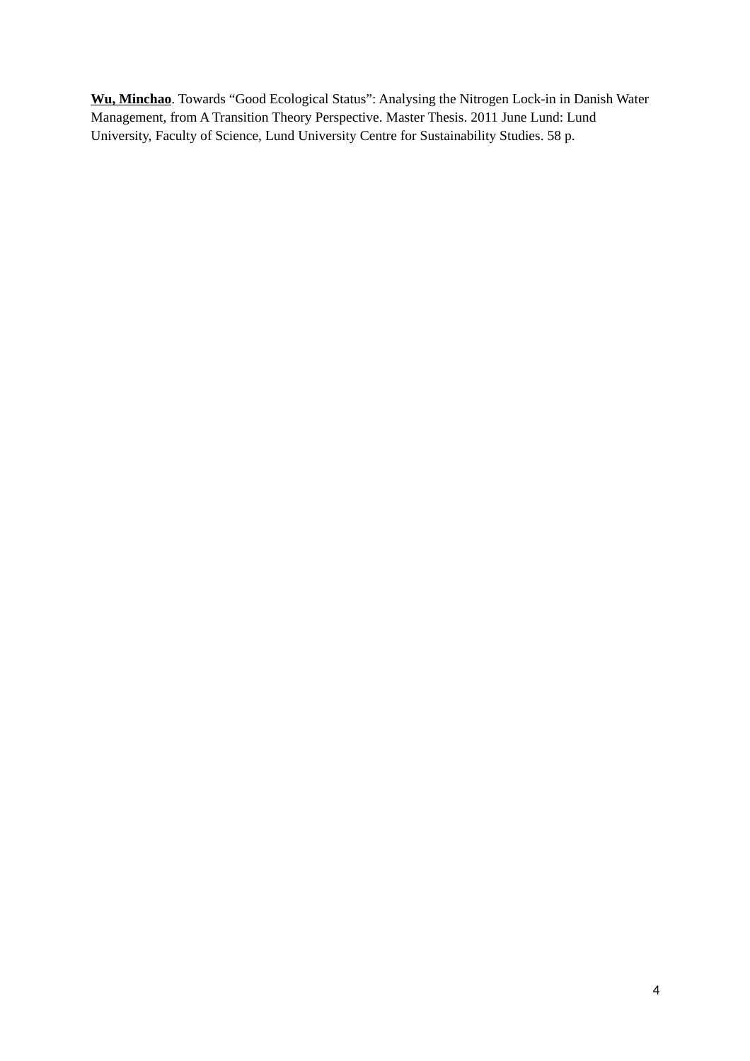**Wu, Minchao**. Towards “Good Ecological Status”: Analysing the Nitrogen Lock-in in Danish Water Management, from A Transition Theory Perspective. Master Thesis. 2011 June Lund: Lund University, Faculty of Science, Lund University Centre for Sustainability Studies. 58 p.